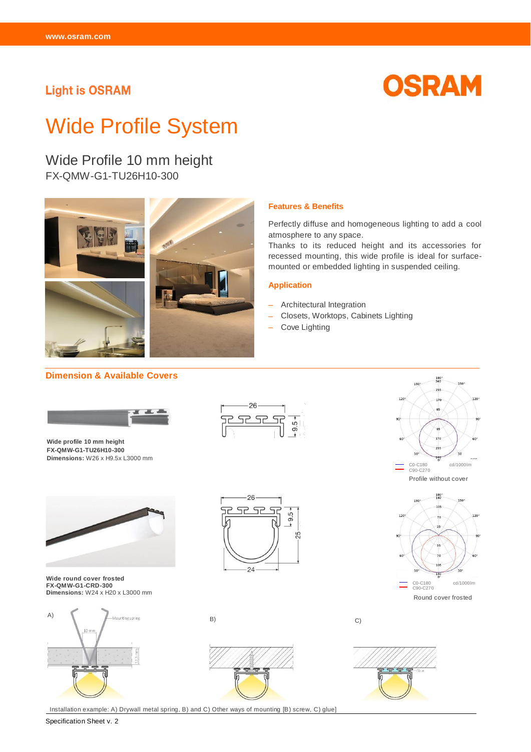Light is OSRAM

OSRAM

# Wide Profile System

## Wide Profile 10 mm height

FX-QMW-G1-TU26H10-300

### Features & Benefits

Perfectly diffuse and homogeneous lighting to add a cool atmosphere to any space.
Thanks to its reduced height and its accessories for recessed mounting, this wide profile is ideal for surface-mounted or embedded lighting in suspended ceiling.

### Application

- Architectural Integration
- Closets, Worktops, Cabinets Lighting
- Cove Lighting

### Dimension & Available Covers

**Wide profile 10 mm height**
**FX-QMW-G1-TU26H10-300**
**Dimensions:** W26 x H9.5x L3000 mm

Profile without cover

**Wide round cover frosted**
**FX-QMW-G1-CRD-300**
**Dimensions:** W24 x H20 x L3000 mm

Round cover frosted

Installation example: A) Drywall metal spring, B) and C) Other ways of mounting [B) screw, C) glue]

Specification Sheet v. 2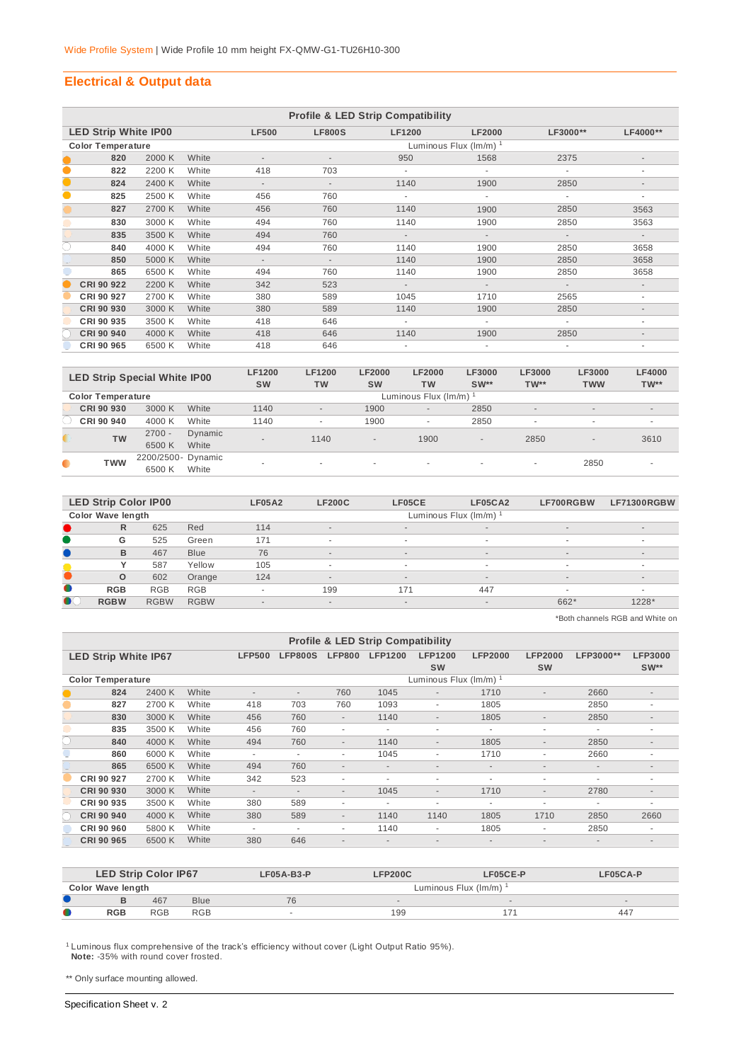Wide Profile System | Wide Profile 10 mm height FX-QMW-G1-TU26H10-300

## Electrical & Output data

**Profile & LED Strip Compatibility**

| LED Strip White IP00 | | | LF500 | LF800S | LF1200 | LF2000 | LF3000** | LF4000** |
|---|---|---|---|---|---|---|---|---|
| **Color Temperature** | | | Luminous Flux (lm/m) [1] | | | | | |
| **820** | 2000 K | White | - | - | 950 | 1568 | 2375 | - |
| **822** | 2200 K | White | 418 | 703 | - | - | - | - |
| **824** | 2400 K | White | - | - | 1140 | 1900 | 2850 | - |
| **825** | 2500 K | White | 456 | 760 | - | - | - | - |
| **827** | 2700 K | White | 456 | 760 | 1140 | 1900 | 2850 | 3563 |
| **830** | 3000 K | White | 494 | 760 | 1140 | 1900 | 2850 | 3563 |
| **835** | 3500 K | White | 494 | 760 | - | - | - | - |
| **840** | 4000 K | White | 494 | 760 | 1140 | 1900 | 2850 | 3658 |
| **850** | 5000 K | White | - | - | 1140 | 1900 | 2850 | 3658 |
| **865** | 6500 K | White | 494 | 760 | 1140 | 1900 | 2850 | 3658 |
| **CRI 90 922** | 2200 K | White | 342 | 523 | - | - | - | - |
| **CRI 90 927** | 2700 K | White | 380 | 589 | 1045 | 1710 | 2565 | - |
| **CRI 90 930** | 3000 K | White | 380 | 589 | 1140 | 1900 | 2850 | - |
| **CRI 90 935** | 3500 K | White | 418 | 646 | - | - | - | - |
| **CRI 90 940** | 4000 K | White | 418 | 646 | 1140 | 1900 | 2850 | - |
| **CRI 90 965** | 6500 K | White | 418 | 646 | - | - | - | - |

| LED Strip Special White IP00 | | | LF1200 SW | LF1200 TW | LF2000 SW | LF2000 TW | LF3000 SW** | LF3000 TW** | LF3000 TWW | LF4000 TW** |
|---|---|---|---|---|---|---|---|---|---|---|
| **Color Temperature** | | | Luminous Flux (lm/m) [1] | | | | | | | |
| **CRI 90 930** | 3000 K | White | 1140 | - | 1900 | - | 2850 | - | - | - |
| **CRI 90 940** | 4000 K | White | 1140 | - | 1900 | - | 2850 | - | - | - |
| **TW** | 2700 - 6500 K | Dynamic White | - | 1140 | - | 1900 | - | 2850 | - | 3610 |
| **TWW** | 2200/2500- 6500 K | Dynamic White | - | - | - | - | - | - | 2850 | - |

| LED Strip Color IP00 | | | LF05A2 | LF200C | LF05CE | LF05CA2 | LF700RGBW | LF71300RGBW |
|---|---|---|---|---|---|---|---|---|
| **Color Wave length** | | | Luminous Flux (lm/m) [1] | | | | | |
| **R** | 625 | Red | 114 | - | - | - | - | - |
| **G** | 525 | Green | 171 | - | - | - | - | - |
| **B** | 467 | Blue | 76 | - | - | - | - | - |
| **Y** | 587 | Yellow | 105 | - | - | - | - | - |
| **O** | 602 | Orange | 124 | - | - | - | - | - |
| **RGB** | RGB | RGB | - | 199 | 171 | 447 | - | - |
| **RGBW** | RGBW | RGBW | - | - | - | - | 662* | 1228* |

*Both channels RGB and White on

**Profile & LED Strip Compatibility**

| LED Strip White IP67 | | | LFP500 | LFP800S | LFP800 | LFP1200 | LFP1200 SW | LFP2000 | LFP2000 SW | LFP3000** | LFP3000 SW** |
|---|---|---|---|---|---|---|---|---|---|---|---|
| **Color Temperature** | | | Luminous Flux (lm/m) [1] | | | | | | | | |
| **824** | 2400 K | White | - | - | 760 | 1045 | - | 1710 | - | 2660 | - |
| **827** | 2700 K | White | 418 | 703 | 760 | 1093 | - | 1805 | | 2850 | - |
| **830** | 3000 K | White | 456 | 760 | - | 1140 | - | 1805 | - | 2850 | - |
| **835** | 3500 K | White | 456 | 760 | - | - | - | - | - | - | - |
| **840** | 4000 K | White | 494 | 760 | - | 1140 | - | 1805 | - | 2850 | - |
| **860** | 6000 K | White | - | - | - | 1045 | - | 1710 | - | 2660 | - |
| **865** | 6500 K | White | 494 | 760 | - | - | - | - | - | - | - |
| **CRI 90 927** | 2700 K | White | 342 | 523 | - | - | - | - | - | - | - |
| **CRI 90 930** | 3000 K | White | - | - | - | 1045 | - | 1710 | - | 2780 | - |
| **CRI 90 935** | 3500 K | White | 380 | 589 | - | - | - | - | - | - | - |
| **CRI 90 940** | 4000 K | White | 380 | 589 | - | 1140 | 1140 | 1805 | 1710 | 2850 | 2660 |
| **CRI 90 960** | 5800 K | White | - | - | - | 1140 | - | 1805 | - | 2850 | - |
| **CRI 90 965** | 6500 K | White | 380 | 646 | - | - | - | - | - | - | - |

| LED Strip Color IP67 | | | LF05A-B3-P | LFP200C | LF05CE-P | LF05CA-P |
|---|---|---|---|---|---|---|
| **Color Wave length** | | | Luminous Flux (lm/m) [1] | | | |
| **B** | 467 | Blue | 76 | - | - | - |
| **RGB** | RGB | RGB | - | 199 | 171 | 447 |

[1] Luminous flux comprehensive of the track's efficiency without cover (Light Output Ratio 95%).
**Note:** -35% with round cover frosted.

** Only surface mounting allowed.

Specification Sheet v. 2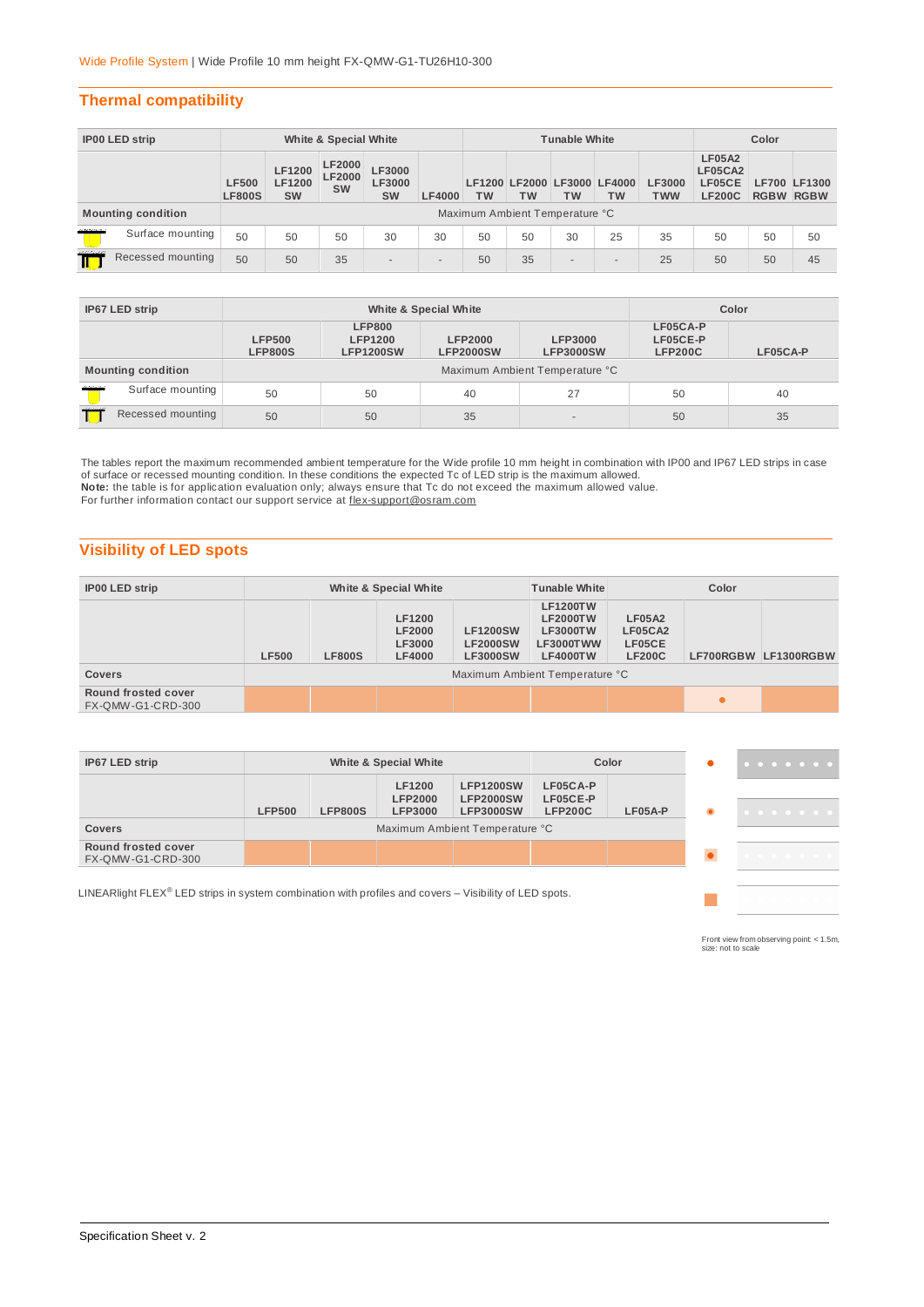Wide Profile System | Wide Profile 10 mm height FX-QMW-G1-TU26H10-300

## Thermal compatibility

| IP00 LED strip | White & Special White | | | | | Tunable White | | | | | Color | | |
|---|---|---|---|---|---|---|---|---|---|---|---|---|---|
| | LF500 LF800S | LF1200 LF1200 SW | LF2000 LF2000 SW | LF3000 LF3000 SW | LF4000 | LF1200 TW | LF2000 TW | LF3000 TW | LF4000 TW | LF3000 TWW | LF05A2 LF05CA2 LF05CE LF200C | LF700 RGBW | LF1300 RGBW |
| **Mounting condition** | Maximum Ambient Temperature °C | | | | | | | | | | | | |
| Surface mounting | 50 | 50 | 50 | 30 | 30 | 50 | 50 | 30 | 25 | 35 | 50 | 50 | 50 |
| Recessed mounting | 50 | 50 | 35 | - | - | 50 | 35 | - | - | 25 | 50 | 50 | 45 |

| IP67 LED strip | White & Special White | | | | Color | |
|---|---|---|---|---|---|---|
| | LFP500 LFP800S | LFP800 LFP1200 LFP1200SW | LFP2000 LFP2000SW | LFP3000 LFP3000SW | LF05CA-P LF05CE-P LFP200C | LF05CA-P |
| **Mounting condition** | Maximum Ambient Temperature °C | | | | | |
| Surface mounting | 50 | 50 | 40 | 27 | 50 | 40 |
| Recessed mounting | 50 | 50 | 35 | - | 50 | 35 |

The tables report the maximum recommended ambient temperature for the Wide profile 10 mm height in combination with IP00 and IP67 LED strips in case of surface or recessed mounting condition. In these conditions the expected Tc of LED strip is the maximum allowed.
**Note:** the table is for application evaluation only; always ensure that Tc do not exceed the maximum allowed value.
For further information contact our support service at flex-support@osram.com

## Visibility of LED spots

| IP00 LED strip | White & Special White | | | | Tunable White | Color | | |
|---|---|---|---|---|---|---|---|---|
| | LF500 | LF800S | LF1200 LF2000 LF3000 LF4000 | LF1200SW LF2000SW LF3000SW | LF1200TW LF2000TW LF3000TW LF3000TWW LF4000TW | LF05A2 LF05CA2 LF05CE LF200C | LF700RGBW | LF1300RGBW |
| **Covers** | Maximum Ambient Temperature °C | | | | | | | |
| **Round frosted cover** FX-QMW-G1-CRD-300 | | | | | | | ● | |

| IP67 LED strip | White & Special White | | | | Color | |
|---|---|---|---|---|---|---|
| | LFP500 | LFP800S | LF1200 LFP2000 LFP3000 | LFP1200SW LFP2000SW LFP3000SW | LF05CA-P LF05CE-P LFP200C | LF05A-P |
| **Covers** | Maximum Ambient Temperature °C | | | | | |
| **Round frosted cover** FX-QMW-G1-CRD-300 | | | | | | |

LINEARlight FLEX® LED strips in system combination with profiles and covers – Visibility of LED spots.

Front view from observing point: < 1.5m, size: not to scale

Specification Sheet v. 2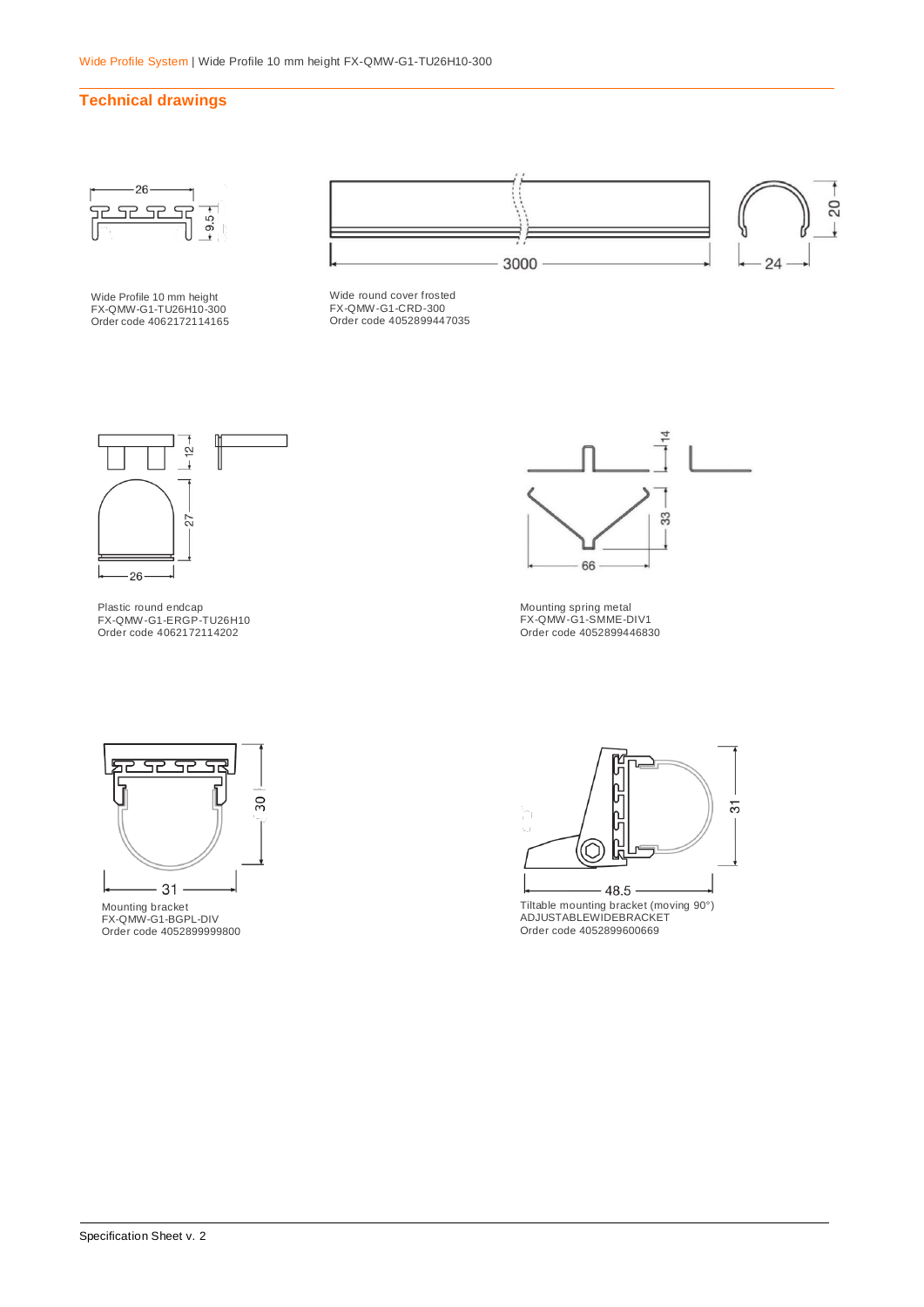## Technical drawings

Wide Profile 10 mm height
FX-QMW-G1-TU26H10-300
Order code 4062172114165

Wide round cover frosted
FX-QMW-G1-CRD-300
Order code 4052899447035

Plastic round endcap
FX-QMW-G1-ERGP-TU26H10
Order code 4062172114202

Mounting spring metal
FX-QMW-G1-SMME-DIV1
Order code 4052899446830

Mounting bracket
FX-QMW-G1-BGPL-DIV
Order code 4052899999800

Tiltable mounting bracket (moving 90°)
ADJUSTABLEWIDEBRACKET
Order code 4052899600669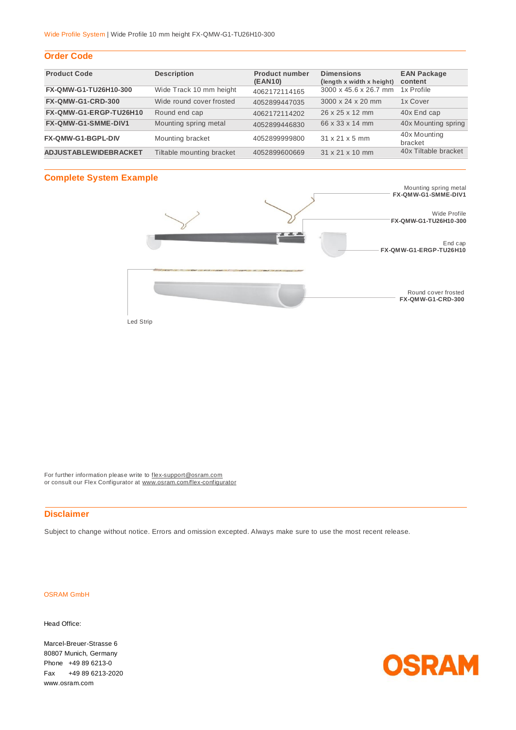## Order Code

| Product Code | Description | Product number (EAN10) | Dimensions (length x width x height) | EAN Package content |
|---|---|---|---|---|
| FX-QMW-G1-TU26H10-300 | Wide Track 10 mm height | 4062172114165 | 3000 x 45.6 x 26.7 mm | 1x Profile |
| FX-QMW-G1-CRD-300 | Wide round cover frosted | 4052899447035 | 3000 x 24 x 20 mm | 1x Cover |
| FX-QMW-G1-ERGP-TU26H10 | Round end cap | 4062172114202 | 26 x 25 x 12 mm | 40x End cap |
| FX-QMW-G1-SMME-DIV1 | Mounting spring metal | 4052899446830 | 66 x 33 x 14 mm | 40x Mounting spring |
| FX-QMW-G1-BGPL-DIV | Mounting bracket | 4052899999800 | 31 x 21 x 5 mm | 40x Mounting bracket |
| ADJUSTABLEWIDEBRACKET | Tiltable mounting bracket | 4052899600669 | 31 x 21 x 10 mm | 40x Tiltable bracket |

## Complete System Example

Mounting spring metal
**FX-QMW-G1-SMME-DIV1**

Wide Profile
**FX-QMW-G1-TU26H10-300**

End cap
**FX-QMW-G1-ERGP-TU26H10**

Round cover frosted
**FX-QMW-G1-CRD-300**

Led Strip

For further information please write to flex-support@osram.com
or consult our Flex Configurator at www.osram.com/flex-configurator

## Disclaimer

Subject to change without notice. Errors and omission excepted. Always make sure to use the most recent release.

OSRAM GmbH

Head Office:

Marcel-Breuer-Strasse 6
80807 Munich, Germany
Phone +49 89 6213-0
Fax +49 89 6213-2020
www.osram.com

OSRAM